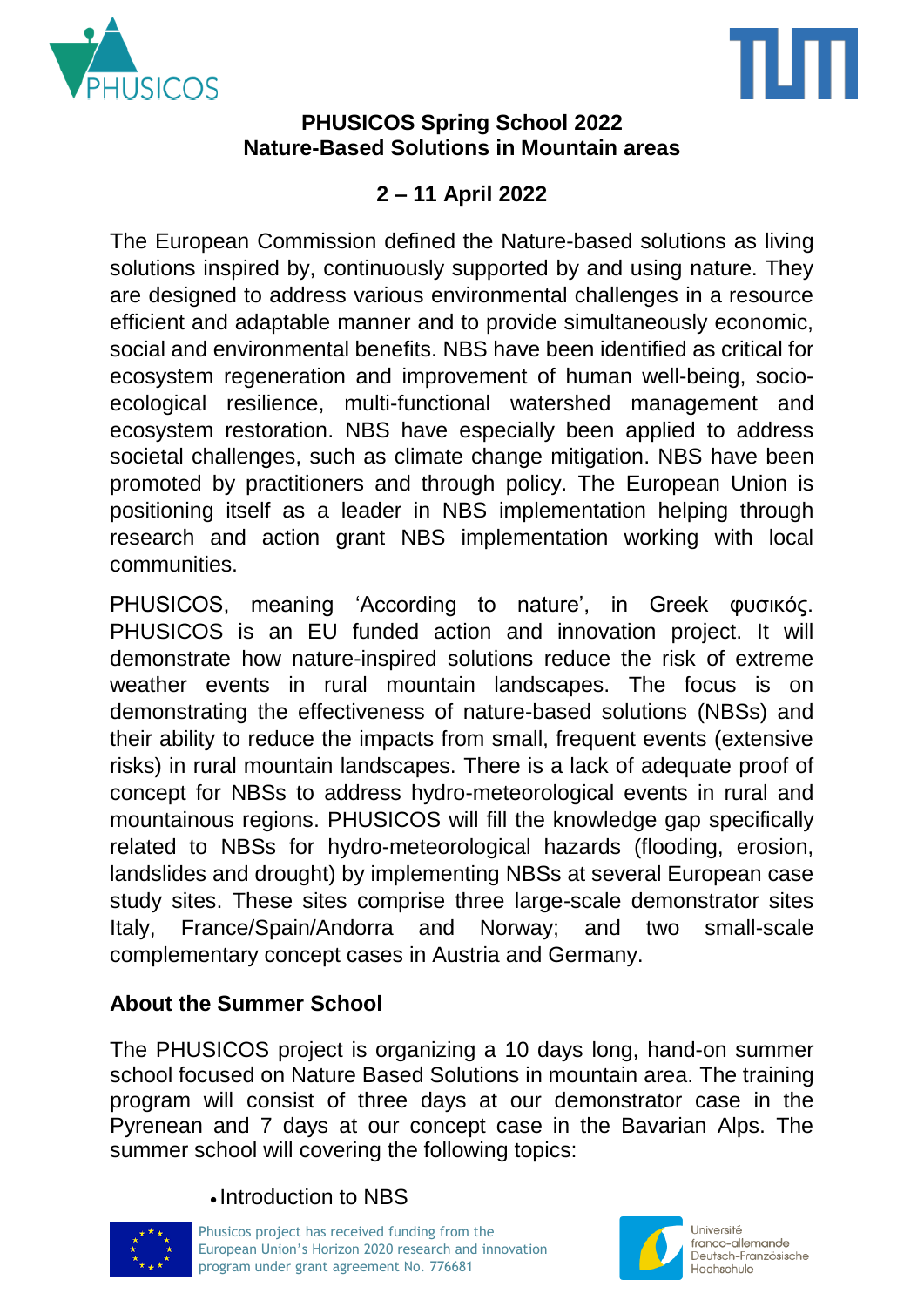# PHUSICOS Spring School 2022
## Nature-Based Solutions in Mountain areas

### 2 – 11 April 2022

The European Commission defined the Nature-based solutions as living solutions inspired by, continuously supported by and using nature. They are designed to address various environmental challenges in a resource efficient and adaptable manner and to provide simultaneously economic, social and environmental benefits. NBS have been identified as critical for ecosystem regeneration and improvement of human well-being, socio-ecological resilience, multi-functional watershed management and ecosystem restoration. NBS have especially been applied to address societal challenges, such as climate change mitigation. NBS have been promoted by practitioners and through policy. The European Union is positioning itself as a leader in NBS implementation helping through research and action grant NBS implementation working with local communities.

PHUSICOS, meaning 'According to nature', in Greek φυσικός. PHUSICOS is an EU funded action and innovation project. It will demonstrate how nature-inspired solutions reduce the risk of extreme weather events in rural mountain landscapes. The focus is on demonstrating the effectiveness of nature-based solutions (NBSs) and their ability to reduce the impacts from small, frequent events (extensive risks) in rural mountain landscapes. There is a lack of adequate proof of concept for NBSs to address hydro-meteorological events in rural and mountainous regions. PHUSICOS will fill the knowledge gap specifically related to NBSs for hydro-meteorological hazards (flooding, erosion, landslides and drought) by implementing NBSs at several European case study sites. These sites comprise three large-scale demonstrator sites Italy, France/Spain/Andorra and Norway; and two small-scale complementary concept cases in Austria and Germany.

### About the Summer School

The PHUSICOS project is organizing a 10 days long, hand-on summer school focused on Nature Based Solutions in mountain area. The training program will consist of three days at our demonstrator case in the Pyrenean and 7 days at our concept case in the Bavarian Alps. The summer school will covering the following topics:

- Introduction to NBS

Phusicos project has received funding from the European Union's Horizon 2020 research and innovation program under grant agreement No. 776681

Université franco-allemande Deutsch-Französische Hochschule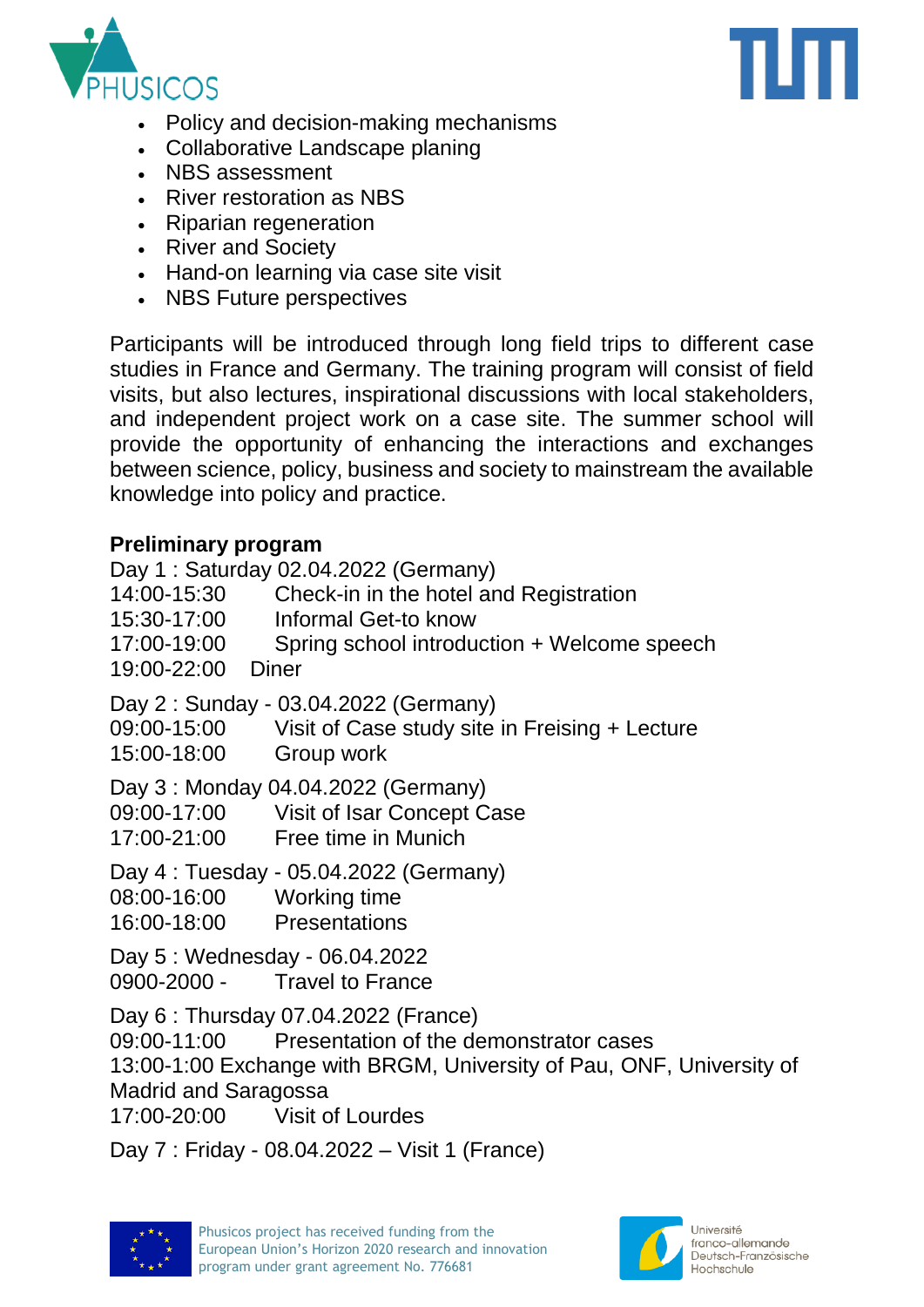- Policy and decision-making mechanisms
- Collaborative Landscape planing
- NBS assessment
- River restoration as NBS
- Riparian regeneration
- River and Society
- Hand-on learning via case site visit
- NBS Future perspectives

Participants will be introduced through long field trips to different case studies in France and Germany. The training program will consist of field visits, but also lectures, inspirational discussions with local stakeholders, and independent project work on a case site. The summer school will provide the opportunity of enhancing the interactions and exchanges between science, policy, business and society to mainstream the available knowledge into policy and practice.

**Preliminary program**

Day 1 : Saturday 02.04.2022 (Germany)
14:00-15:30 Check-in in the hotel and Registration
15:30-17:00 Informal Get-to know
17:00-19:00 Spring school introduction + Welcome speech
19:00-22:00 Diner

Day 2 : Sunday - 03.04.2022 (Germany)
09:00-15:00 Visit of Case study site in Freising + Lecture
15:00-18:00 Group work

Day 3 : Monday 04.04.2022 (Germany)
09:00-17:00 Visit of Isar Concept Case
17:00-21:00 Free time in Munich

Day 4 : Tuesday - 05.04.2022 (Germany)
08:00-16:00 Working time
16:00-18:00 Presentations

Day 5 : Wednesday - 06.04.2022
0900-2000 - Travel to France

Day 6 : Thursday 07.04.2022 (France)
09:00-11:00 Presentation of the demonstrator cases
13:00-1:00 Exchange with BRGM, University of Pau, ONF, University of Madrid and Saragossa
17:00-20:00 Visit of Lourdes

Day 7 : Friday - 08.04.2022 – Visit 1 (France)

Phusicos project has received funding from the European Union's Horizon 2020 research and innovation program under grant agreement No. 776681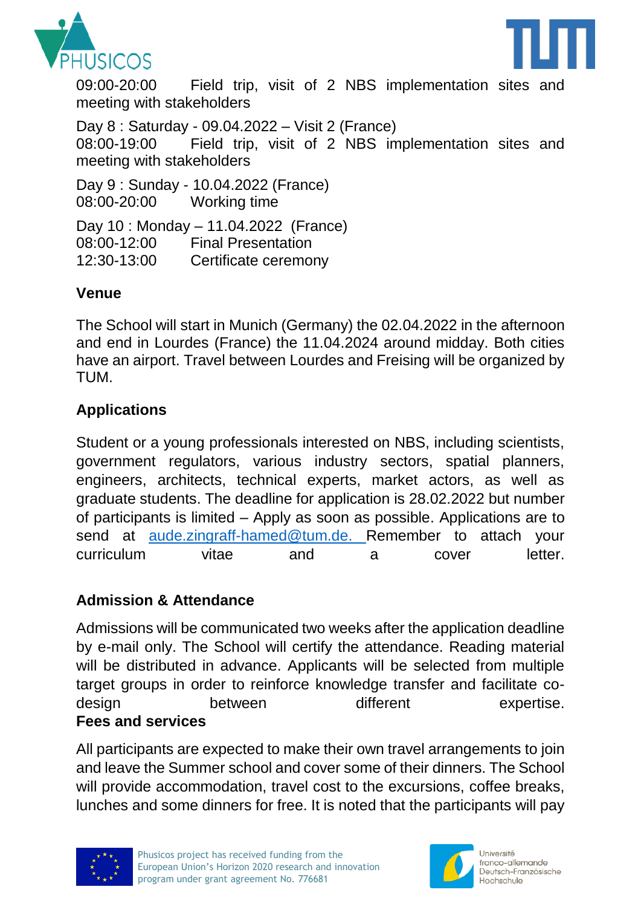09:00-20:00 Field trip, visit of 2 NBS implementation sites and meeting with stakeholders

Day 8 : Saturday - 09.04.2022 – Visit 2 (France)
08:00-19:00 Field trip, visit of 2 NBS implementation sites and meeting with stakeholders

Day 9 : Sunday - 10.04.2022 (France)
08:00-20:00 Working time

Day 10 : Monday – 11.04.2022 (France)
08:00-12:00 Final Presentation
12:30-13:00 Certificate ceremony

## Venue

The School will start in Munich (Germany) the 02.04.2022 in the afternoon and end in Lourdes (France) the 11.04.2024 around midday. Both cities have an airport. Travel between Lourdes and Freising will be organized by TUM.

## Applications

Student or a young professionals interested on NBS, including scientists, government regulators, various industry sectors, spatial planners, engineers, architects, technical experts, market actors, as well as graduate students. The deadline for application is 28.02.2022 but number of participants is limited – Apply as soon as possible. Applications are to send at aude.zingraff-hamed@tum.de. Remember to attach your curriculum vitae and a cover letter.

## Admission & Attendance

Admissions will be communicated two weeks after the application deadline by e-mail only. The School will certify the attendance. Reading material will be distributed in advance. Applicants will be selected from multiple target groups in order to reinforce knowledge transfer and facilitate co-design between different expertise.

## Fees and services

All participants are expected to make their own travel arrangements to join and leave the Summer school and cover some of their dinners. The School will provide accommodation, travel cost to the excursions, coffee breaks, lunches and some dinners for free. It is noted that the participants will pay

Phusicos project has received funding from the European Union's Horizon 2020 research and innovation program under grant agreement No. 776681

Université franco-allemande Deutsch-Französische Hochschule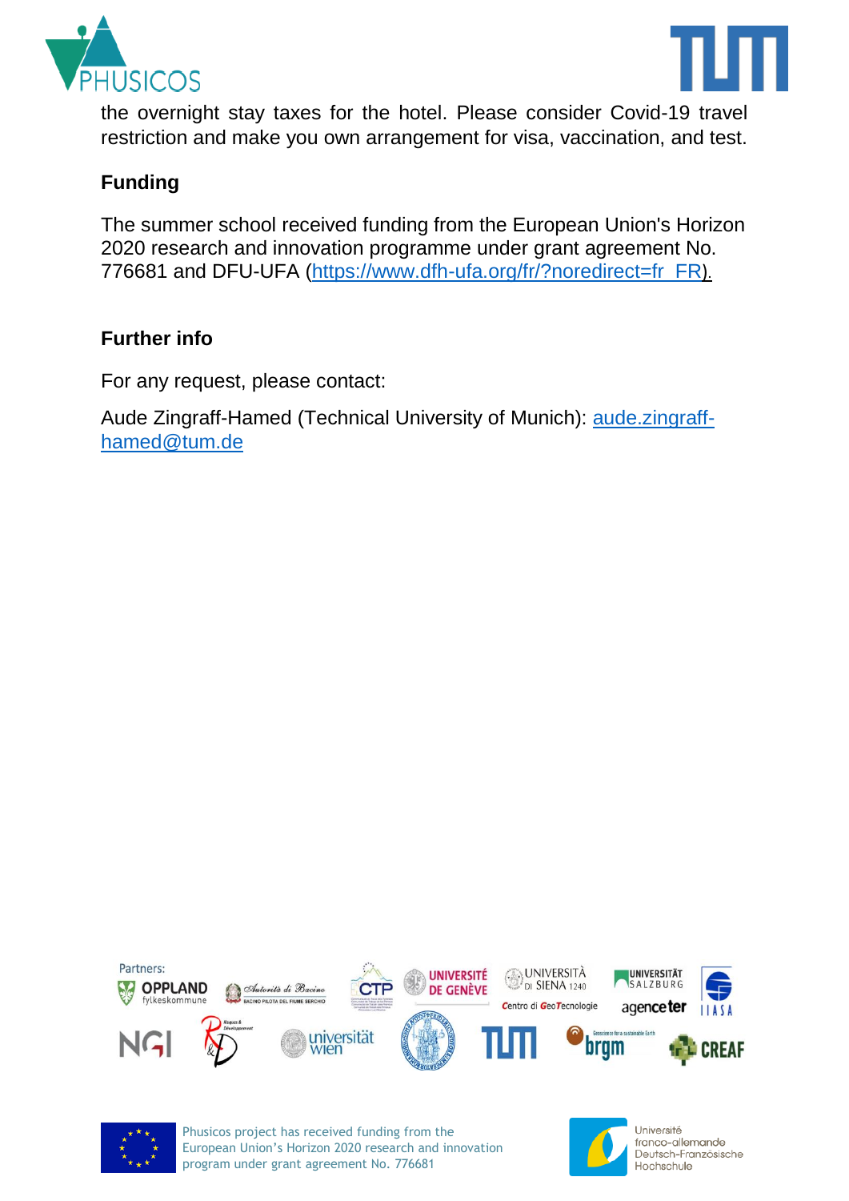the overnight stay taxes for the hotel. Please consider Covid-19 travel restriction and make you own arrangement for visa, vaccination, and test.

## Funding

The summer school received funding from the European Union's Horizon 2020 research and innovation programme under grant agreement No. 776681 and DFU-UFA (https://www.dfh-ufa.org/fr/?noredirect=fr_FR).

## Further info

For any request, please contact:

Aude Zingraff-Hamed (Technical University of Munich): aude.zingraff-hamed@tum.de

Partners:

Phusicos project has received funding from the European Union's Horizon 2020 research and innovation program under grant agreement No. 776681

Université franco-allemande
Deutsch-Französische Hochschule